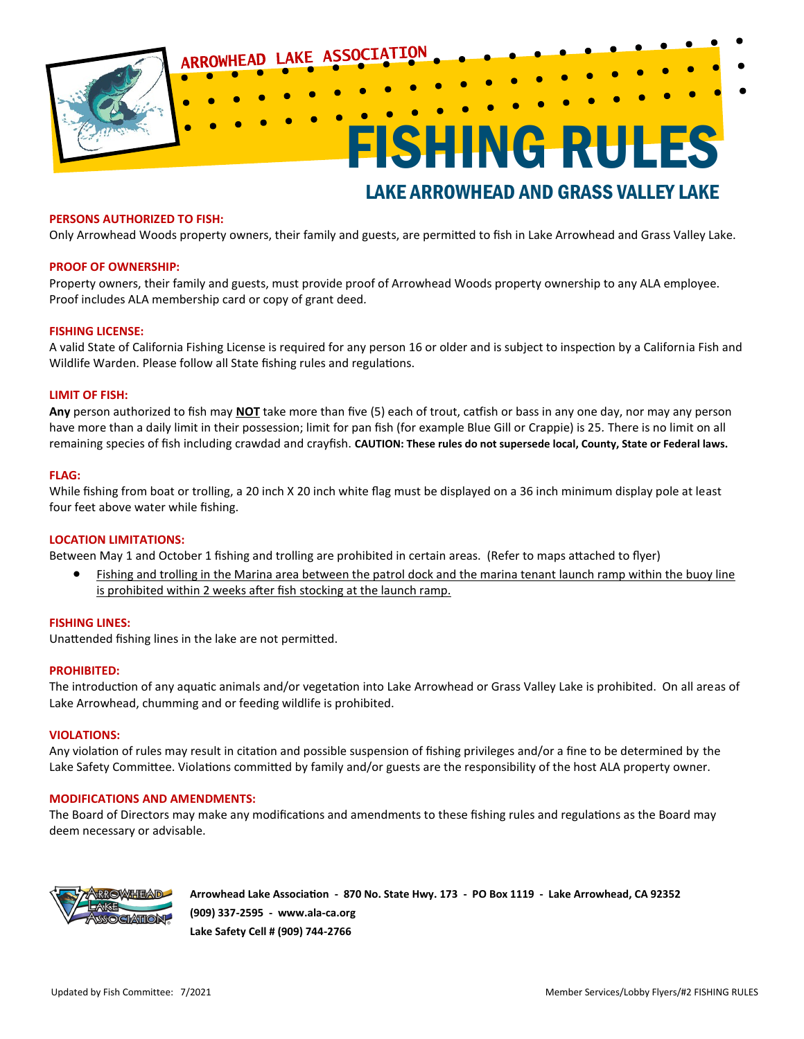ARROWHEAD LAKE ASSOCIATION

# FISHING RULES

## LAKE ARROWHEAD AND GRASS VALLEY LAKE

**PERSONS AUTHORIZED TO FISH:**

Only Arrowhead Woods property owners, their family and guests, are permitted to fish in Lake Arrowhead and Grass Valley Lake.

**PROOF OF OWNERSHIP:**

Property owners, their family and guests, must provide proof of Arrowhead Woods property ownership to any ALA employee. Proof includes ALA membership card or copy of grant deed.

**FISHING LICENSE:**

A valid State of California Fishing License is required for any person 16 or older and is subject to inspection by a California Fish and Wildlife Warden. Please follow all State fishing rules and regulations.

**LIMIT OF FISH:**

**Any** person authorized to fish may **NOT** take more than five (5) each of trout, catfish or bass in any one day, nor may any person have more than a daily limit in their possession; limit for pan fish (for example Blue Gill or Crappie) is 25. There is no limit on all remaining species of fish including crawdad and crayfish. **CAUTION: These rules do not supersede local, County, State or Federal laws.**

**FLAG:**

While fishing from boat or trolling, a 20 inch X 20 inch white flag must be displayed on a 36 inch minimum display pole at least four feet above water while fishing.

**LOCATION LIMITATIONS:**

Between May 1 and October 1 fishing and trolling are prohibited in certain areas. (Refer to maps attached to flyer)

- Fishing and trolling in the Marina area between the patrol dock and the marina tenant launch ramp within the buoy line is prohibited within 2 weeks after fish stocking at the launch ramp.

**FISHING LINES:**

Unattended fishing lines in the lake are not permitted.

**PROHIBITED:**

The introduction of any aquatic animals and/or vegetation into Lake Arrowhead or Grass Valley Lake is prohibited. On all areas of Lake Arrowhead, chumming and or feeding wildlife is prohibited.

**VIOLATIONS:**

Any violation of rules may result in citation and possible suspension of fishing privileges and/or a fine to be determined by the Lake Safety Committee. Violations committed by family and/or guests are the responsibility of the host ALA property owner.

**MODIFICATIONS AND AMENDMENTS:**

The Board of Directors may make any modifications and amendments to these fishing rules and regulations as the Board may deem necessary or advisable.

**Arrowhead Lake Association - 870 No. State Hwy. 173 - PO Box 1119 - Lake Arrowhead, CA 92352**
**(909) 337-2595 - www.ala-ca.org**
**Lake Safety Cell # (909) 744-2766**

Updated by Fish Committee: 7/2021

Member Services/Lobby Flyers/#2 FISHING RULES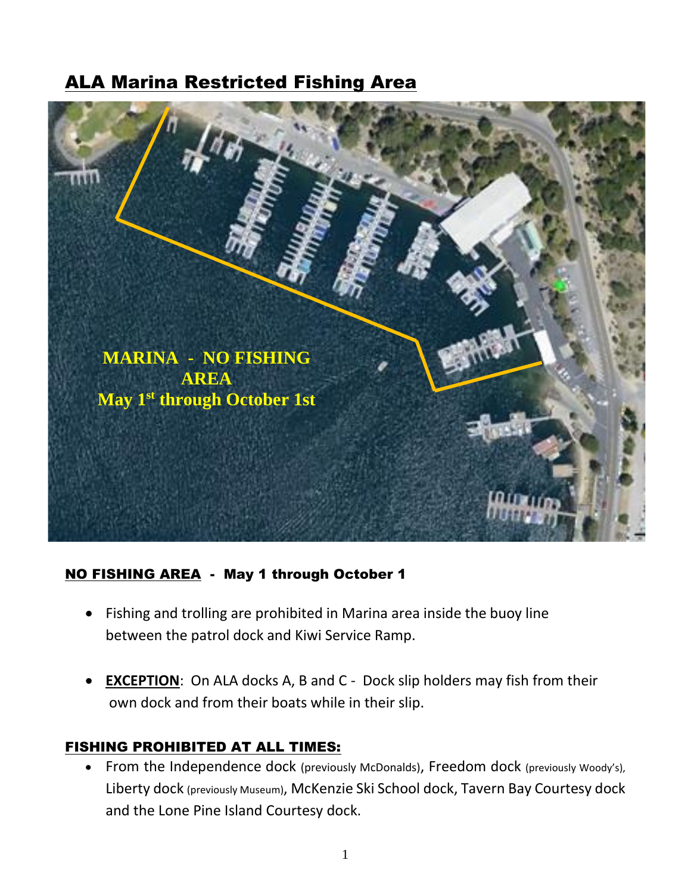# ALA Marina Restricted Fishing Area

MARINA - NO FISHING AREA
May 1st through October 1st

## NO FISHING AREA - May 1 through October 1

- Fishing and trolling are prohibited in Marina area inside the buoy line between the patrol dock and Kiwi Service Ramp.
- **EXCEPTION**: On ALA docks A, B and C - Dock slip holders may fish from their own dock and from their boats while in their slip.

## FISHING PROHIBITED AT ALL TIMES:

- From the Independence dock (previously McDonalds), Freedom dock (previously Woody's), Liberty dock (previously Museum), McKenzie Ski School dock, Tavern Bay Courtesy dock and the Lone Pine Island Courtesy dock.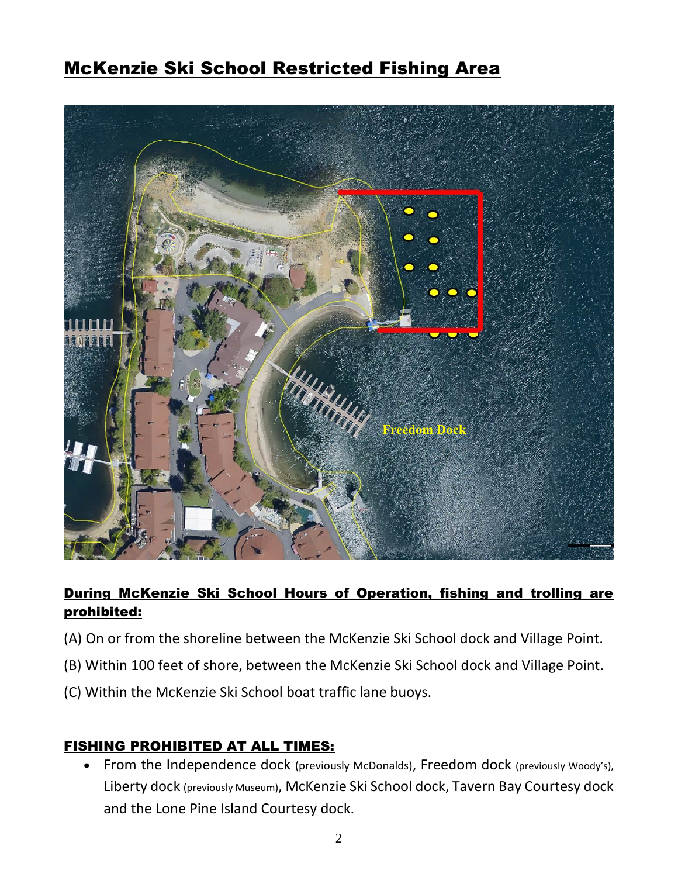# McKenzie Ski School Restricted Fishing Area

**During McKenzie Ski School Hours of Operation, fishing and trolling are prohibited:**

(A) On or from the shoreline between the McKenzie Ski School dock and Village Point.

(B) Within 100 feet of shore, between the McKenzie Ski School dock and Village Point.

(C) Within the McKenzie Ski School boat traffic lane buoys.

## FISHING PROHIBITED AT ALL TIMES:

- From the Independence dock (previously McDonalds), Freedom dock (previously Woody's), Liberty dock (previously Museum), McKenzie Ski School dock, Tavern Bay Courtesy dock and the Lone Pine Island Courtesy dock.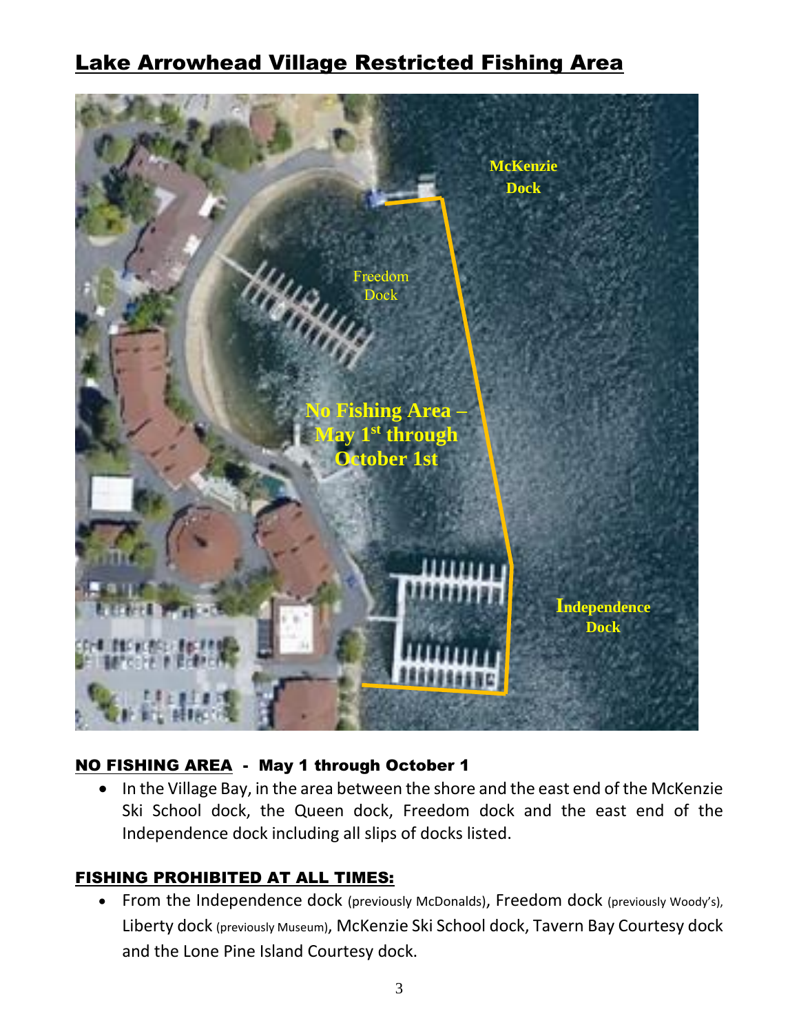# Lake Arrowhead Village Restricted Fishing Area

McKenzie Dock

Freedom Dock

No Fishing Area – May 1st through October 1st

Independence Dock

**NO FISHING AREA - May 1 through October 1**

- In the Village Bay, in the area between the shore and the east end of the McKenzie Ski School dock, the Queen dock, Freedom dock and the east end of the Independence dock including all slips of docks listed.

**FISHING PROHIBITED AT ALL TIMES:**

- From the Independence dock (previously McDonalds), Freedom dock (previously Woody's), Liberty dock (previously Museum), McKenzie Ski School dock, Tavern Bay Courtesy dock and the Lone Pine Island Courtesy dock.